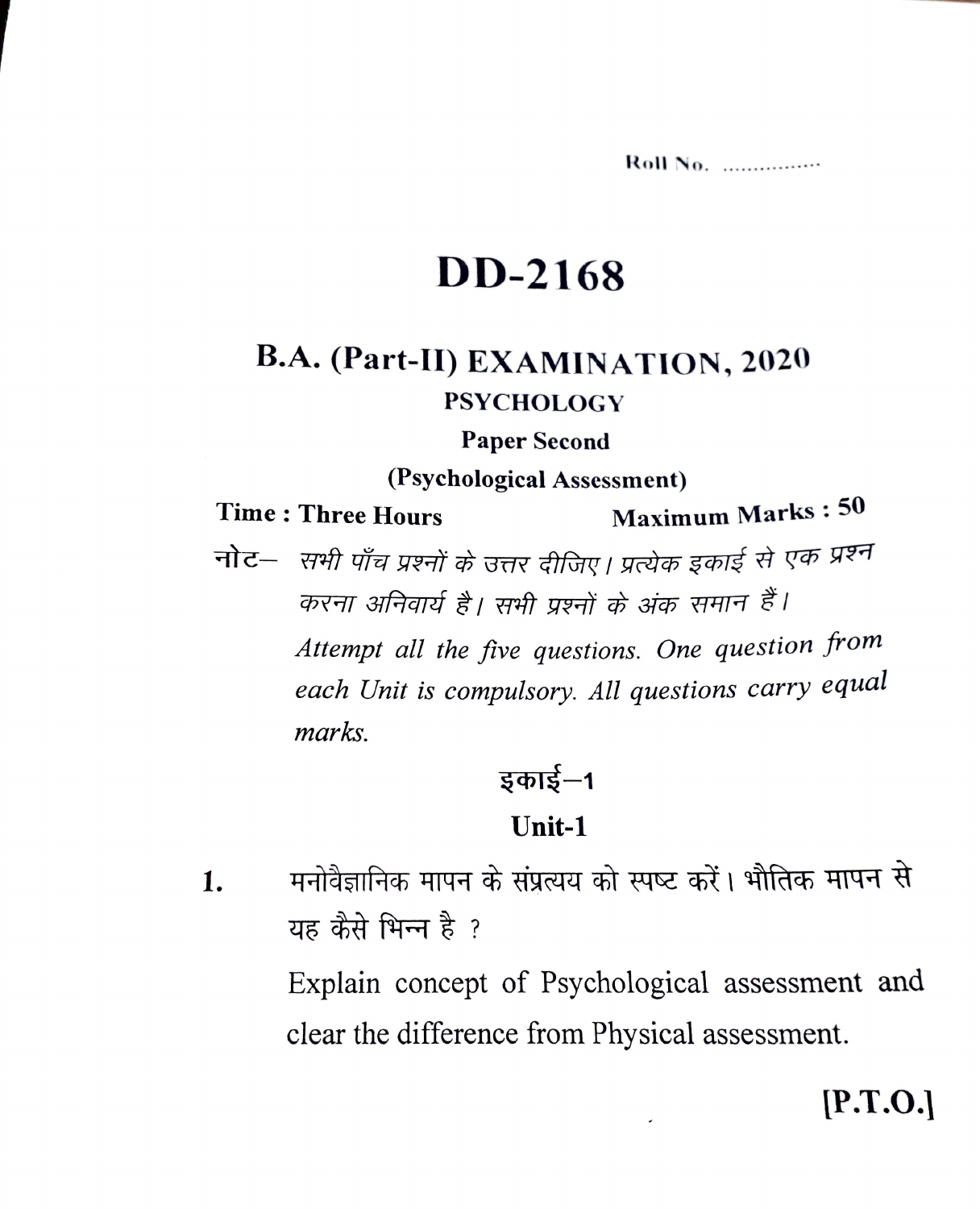Roll No. ...............

# DD-2168

## B.A. (Part-II) EXAMINATION, 2020

**PSYCHOLOGY**

**Paper Second**

**(Psychological Assessment)**

**Time : Three Hours** **Maximum Marks : 50**

**नोट–** *सभी पाँच प्रश्नों के उत्तर दीजिए। प्रत्येक इकाई से एक प्रश्न करना अनिवार्य है। सभी प्रश्नों के अंक समान हैं।*

*Attempt all the five questions. One question from each Unit is compulsory. All questions carry equal marks.*

### इकाई–1

### Unit-1

1. मनोवैज्ञानिक मापन के संप्रत्यय को स्पष्ट करें। भौतिक मापन से यह कैसे भिन्न है ?

   Explain concept of Psychological assessment and clear the difference from Physical assessment.

**[P.T.O.]**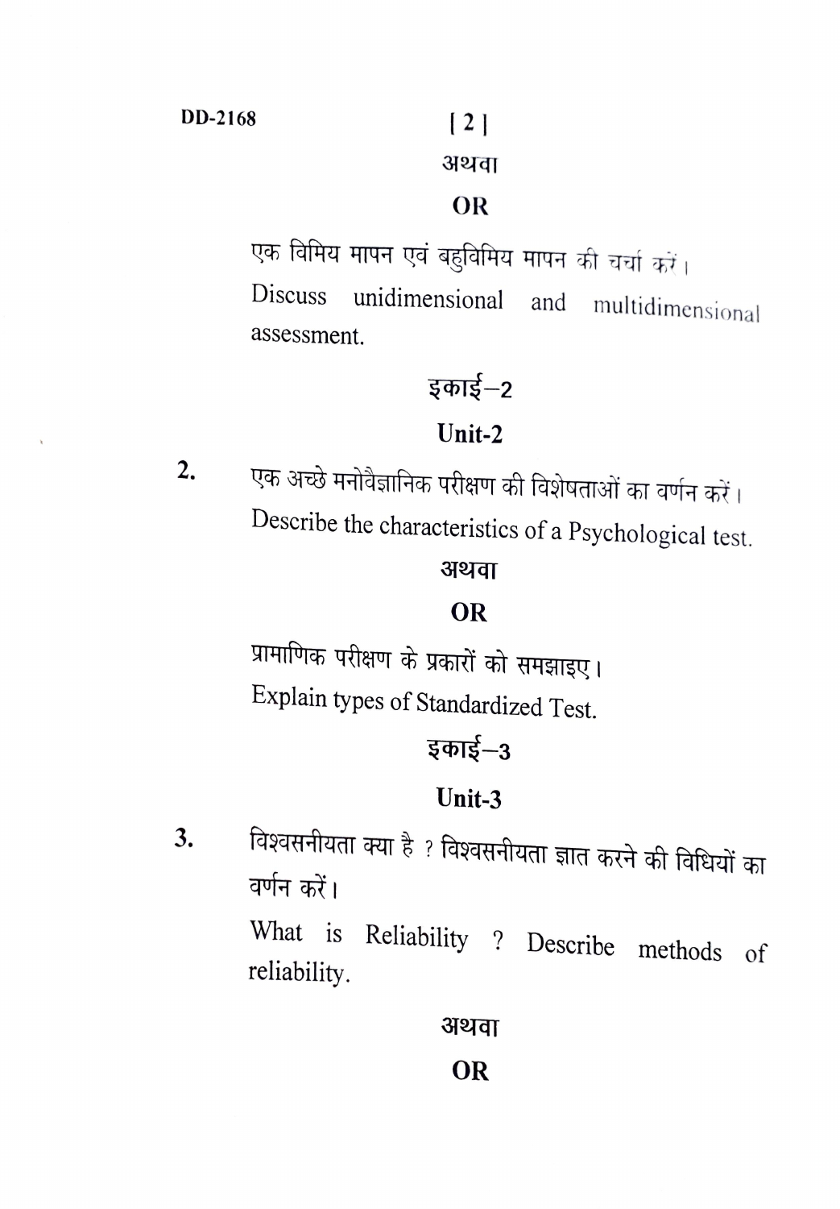अथवा

**OR**

एक विमिय मापन एवं बहुविमिय मापन की चर्चा करें।

Discuss unidimensional and multidimensional assessment.

## इकाई–2

## Unit-2

2. एक अच्छे मनोवैज्ञानिक परीक्षण की विशेषताओं का वर्णन करें।

   Describe the characteristics of a Psychological test.

अथवा

**OR**

प्रामाणिक परीक्षण के प्रकारों को समझाइए।

Explain types of Standardized Test.

## इकाई–3

## Unit-3

3. विश्वसनीयता क्या है ? विश्वसनीयता ज्ञात करने की विधियों का वर्णन करें।

   What is Reliability ? Describe methods of reliability.

अथवा

**OR**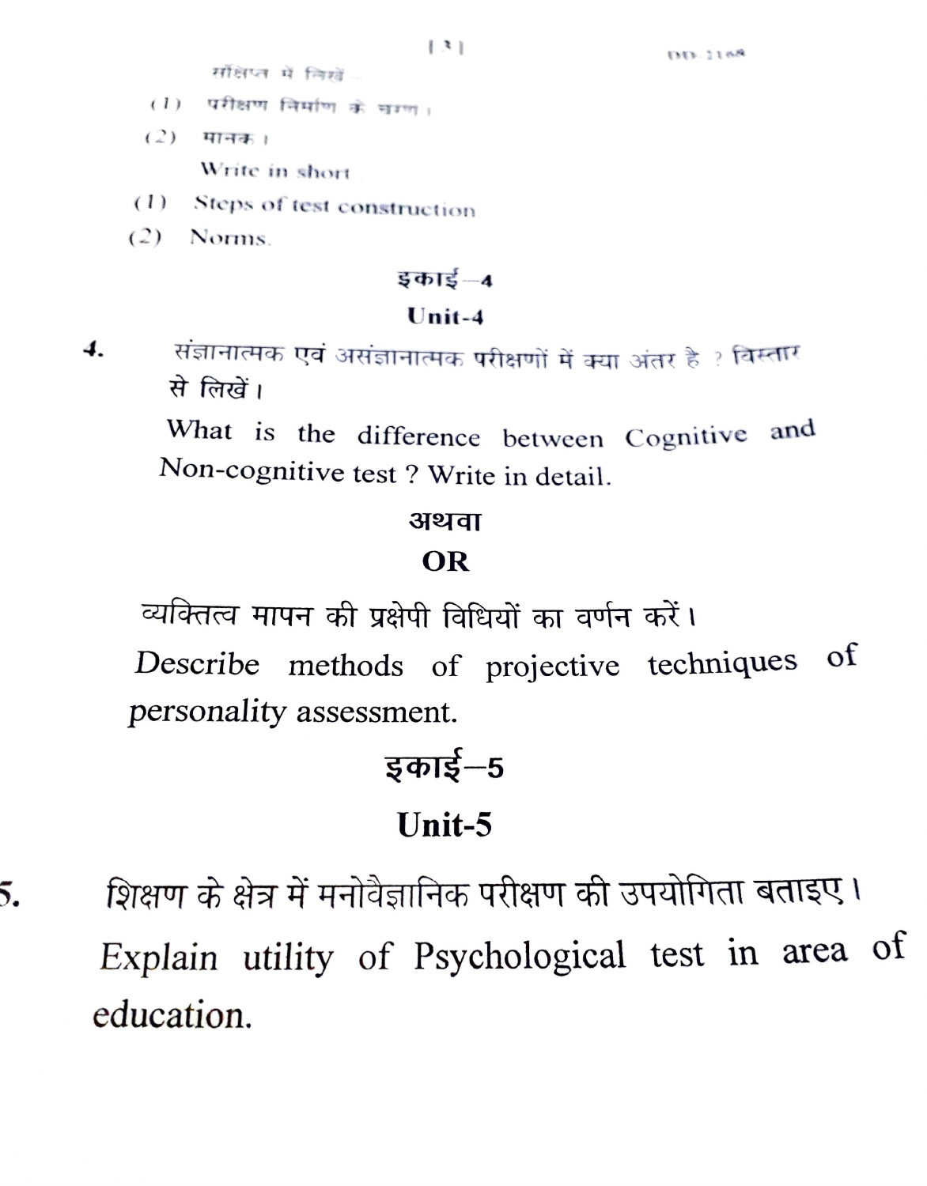संक्षिप्त में लिखें :

(1) परीक्षण निर्माण के चरण।

(2) मानक।

Write in short

(1) Steps of test construction

(2) Norms.

## इकाई—4

## Unit-4

4. संज्ञानात्मक एवं असंज्ञानात्मक परीक्षणों में क्या अंतर है ? विस्तार से लिखें।

What is the difference between Cognitive and Non-cognitive test ? Write in detail.

**अथवा**

**OR**

व्यक्तित्व मापन की प्रक्षेपी विधियों का वर्णन करें।

Describe methods of projective techniques of personality assessment.

## इकाई—5

## Unit-5

5. शिक्षण के क्षेत्र में मनोवैज्ञानिक परीक्षण की उपयोगिता बताइए।

Explain utility of Psychological test in area of education.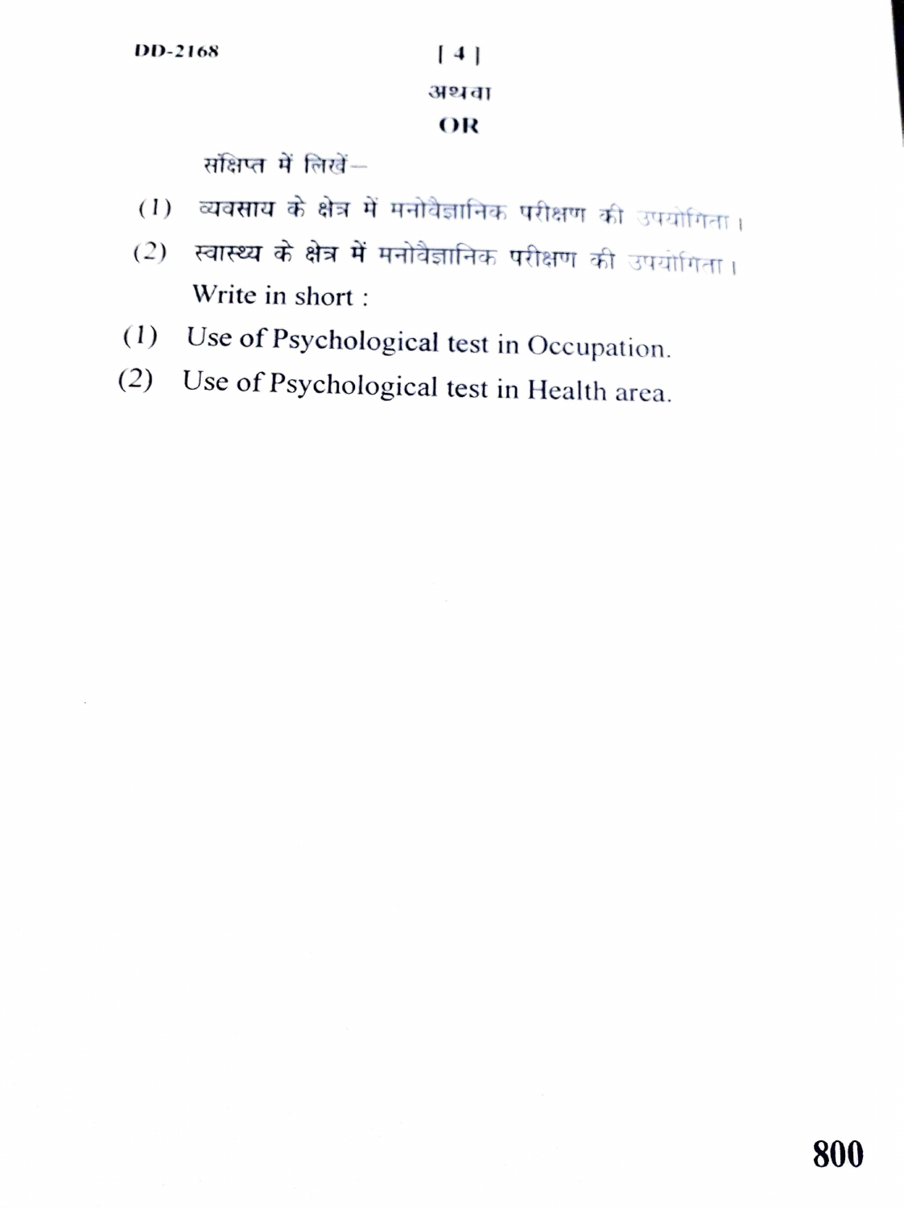अथवा

OR

संक्षिप्त में लिखें–

(1) व्यवसाय के क्षेत्र में मनोवैज्ञानिक परीक्षण की उपयोगिता।

(2) स्वास्थ्य के क्षेत्र में मनोवैज्ञानिक परीक्षण की उपयोगिता।

Write in short :

(1) Use of Psychological test in Occupation.

(2) Use of Psychological test in Health area.